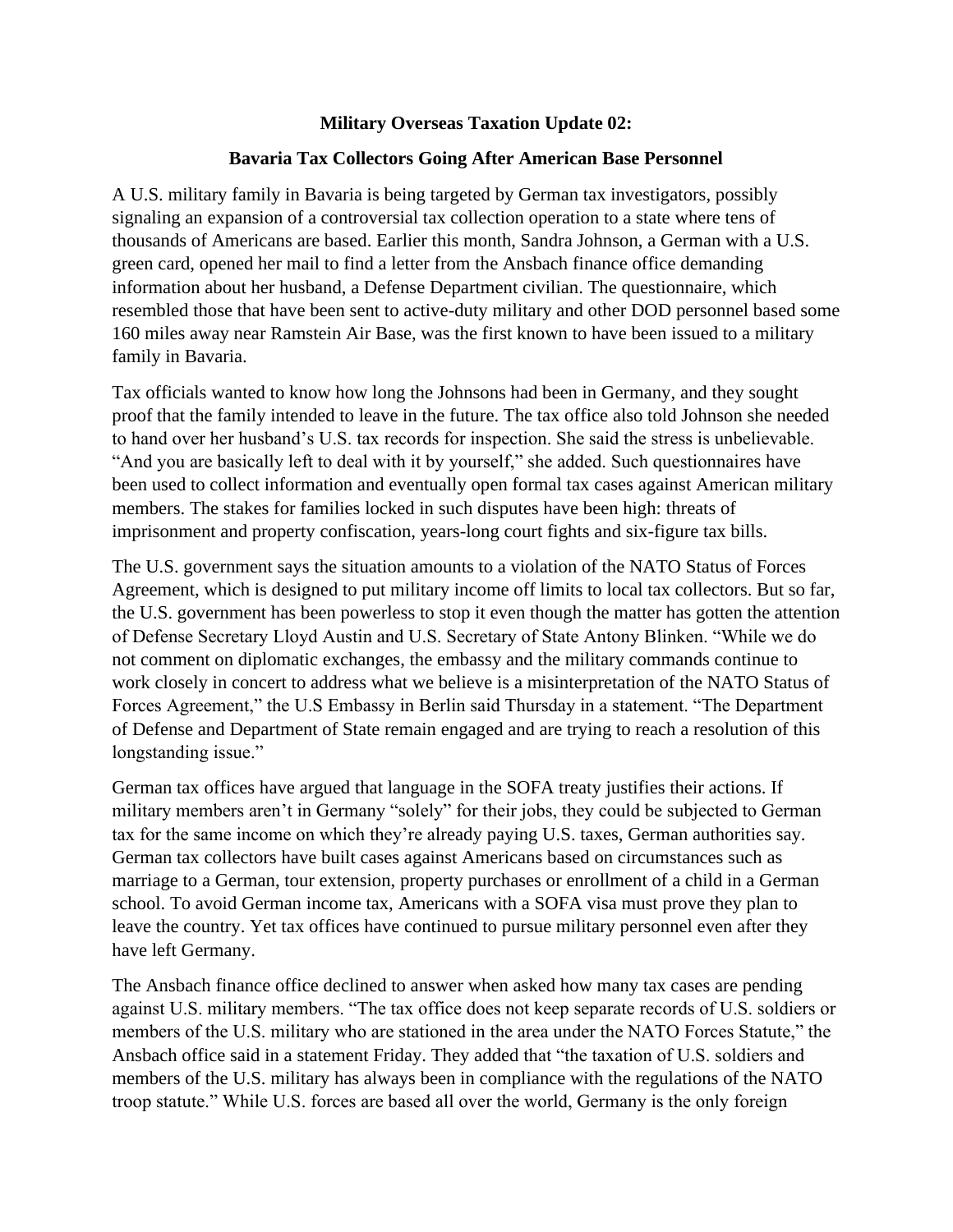**Military Overseas Taxation Update 02:**

**Bavaria Tax Collectors Going After American Base Personnel**

A U.S. military family in Bavaria is being targeted by German tax investigators, possibly signaling an expansion of a controversial tax collection operation to a state where tens of thousands of Americans are based. Earlier this month, Sandra Johnson, a German with a U.S. green card, opened her mail to find a letter from the Ansbach finance office demanding information about her husband, a Defense Department civilian. The questionnaire, which resembled those that have been sent to active-duty military and other DOD personnel based some 160 miles away near Ramstein Air Base, was the first known to have been issued to a military family in Bavaria.

Tax officials wanted to know how long the Johnsons had been in Germany, and they sought proof that the family intended to leave in the future. The tax office also told Johnson she needed to hand over her husband's U.S. tax records for inspection. She said the stress is unbelievable. "And you are basically left to deal with it by yourself," she added. Such questionnaires have been used to collect information and eventually open formal tax cases against American military members. The stakes for families locked in such disputes have been high: threats of imprisonment and property confiscation, years-long court fights and six-figure tax bills.

The U.S. government says the situation amounts to a violation of the NATO Status of Forces Agreement, which is designed to put military income off limits to local tax collectors. But so far, the U.S. government has been powerless to stop it even though the matter has gotten the attention of Defense Secretary Lloyd Austin and U.S. Secretary of State Antony Blinken. "While we do not comment on diplomatic exchanges, the embassy and the military commands continue to work closely in concert to address what we believe is a misinterpretation of the NATO Status of Forces Agreement," the U.S Embassy in Berlin said Thursday in a statement. "The Department of Defense and Department of State remain engaged and are trying to reach a resolution of this longstanding issue."

German tax offices have argued that language in the SOFA treaty justifies their actions. If military members aren't in Germany "solely" for their jobs, they could be subjected to German tax for the same income on which they're already paying U.S. taxes, German authorities say. German tax collectors have built cases against Americans based on circumstances such as marriage to a German, tour extension, property purchases or enrollment of a child in a German school. To avoid German income tax, Americans with a SOFA visa must prove they plan to leave the country. Yet tax offices have continued to pursue military personnel even after they have left Germany.

The Ansbach finance office declined to answer when asked how many tax cases are pending against U.S. military members. "The tax office does not keep separate records of U.S. soldiers or members of the U.S. military who are stationed in the area under the NATO Forces Statute," the Ansbach office said in a statement Friday. They added that "the taxation of U.S. soldiers and members of the U.S. military has always been in compliance with the regulations of the NATO troop statute." While U.S. forces are based all over the world, Germany is the only foreign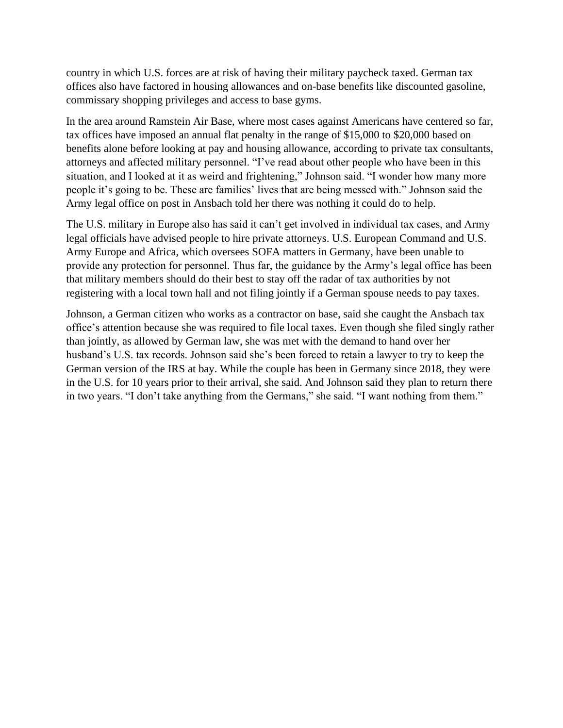country in which U.S. forces are at risk of having their military paycheck taxed. German tax offices also have factored in housing allowances and on-base benefits like discounted gasoline, commissary shopping privileges and access to base gyms.

In the area around Ramstein Air Base, where most cases against Americans have centered so far, tax offices have imposed an annual flat penalty in the range of $15,000 to $20,000 based on benefits alone before looking at pay and housing allowance, according to private tax consultants, attorneys and affected military personnel. "I've read about other people who have been in this situation, and I looked at it as weird and frightening," Johnson said. "I wonder how many more people it's going to be. These are families' lives that are being messed with." Johnson said the Army legal office on post in Ansbach told her there was nothing it could do to help.

The U.S. military in Europe also has said it can't get involved in individual tax cases, and Army legal officials have advised people to hire private attorneys. U.S. European Command and U.S. Army Europe and Africa, which oversees SOFA matters in Germany, have been unable to provide any protection for personnel. Thus far, the guidance by the Army's legal office has been that military members should do their best to stay off the radar of tax authorities by not registering with a local town hall and not filing jointly if a German spouse needs to pay taxes.

Johnson, a German citizen who works as a contractor on base, said she caught the Ansbach tax office's attention because she was required to file local taxes. Even though she filed singly rather than jointly, as allowed by German law, she was met with the demand to hand over her husband's U.S. tax records. Johnson said she's been forced to retain a lawyer to try to keep the German version of the IRS at bay. While the couple has been in Germany since 2018, they were in the U.S. for 10 years prior to their arrival, she said. And Johnson said they plan to return there in two years. "I don't take anything from the Germans," she said. "I want nothing from them."